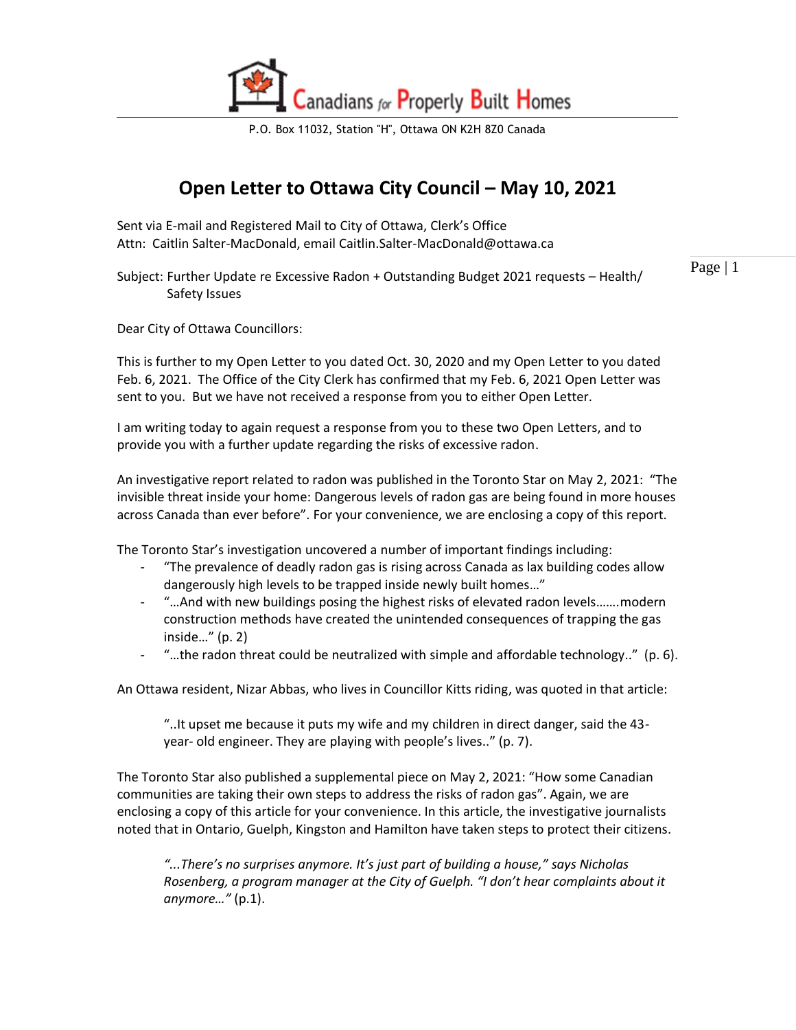Canadians for Properly Built Homes

P.O. Box 11032, Station "H", Ottawa ON K2H 8Z0 Canada

# Open Letter to Ottawa City Council – May 10, 2021

Sent via E-mail and Registered Mail to City of Ottawa, Clerk's Office
Attn: Caitlin Salter-MacDonald, email Caitlin.Salter-MacDonald@ottawa.ca

Subject: Further Update re Excessive Radon + Outstanding Budget 2021 requests – Health/ Safety Issues

Dear City of Ottawa Councillors:

This is further to my Open Letter to you dated Oct. 30, 2020 and my Open Letter to you dated Feb. 6, 2021. The Office of the City Clerk has confirmed that my Feb. 6, 2021 Open Letter was sent to you. But we have not received a response from you to either Open Letter.

I am writing today to again request a response from you to these two Open Letters, and to provide you with a further update regarding the risks of excessive radon.

An investigative report related to radon was published in the Toronto Star on May 2, 2021: "The invisible threat inside your home: Dangerous levels of radon gas are being found in more houses across Canada than ever before". For your convenience, we are enclosing a copy of this report.

The Toronto Star's investigation uncovered a number of important findings including:

- "The prevalence of deadly radon gas is rising across Canada as lax building codes allow dangerously high levels to be trapped inside newly built homes…"
- "…And with new buildings posing the highest risks of elevated radon levels…….modern construction methods have created the unintended consequences of trapping the gas inside…" (p. 2)
- "…the radon threat could be neutralized with simple and affordable technology.." (p. 6).

An Ottawa resident, Nizar Abbas, who lives in Councillor Kitts riding, was quoted in that article:

> "..It upset me because it puts my wife and my children in direct danger, said the 43-year- old engineer. They are playing with people's lives.." (p. 7).

The Toronto Star also published a supplemental piece on May 2, 2021: "How some Canadian communities are taking their own steps to address the risks of radon gas". Again, we are enclosing a copy of this article for your convenience. In this article, the investigative journalists noted that in Ontario, Guelph, Kingston and Hamilton have taken steps to protect their citizens.

> *"...There's no surprises anymore. It's just part of building a house," says Nicholas Rosenberg, a program manager at the City of Guelph. "I don't hear complaints about it anymore…"* (p.1).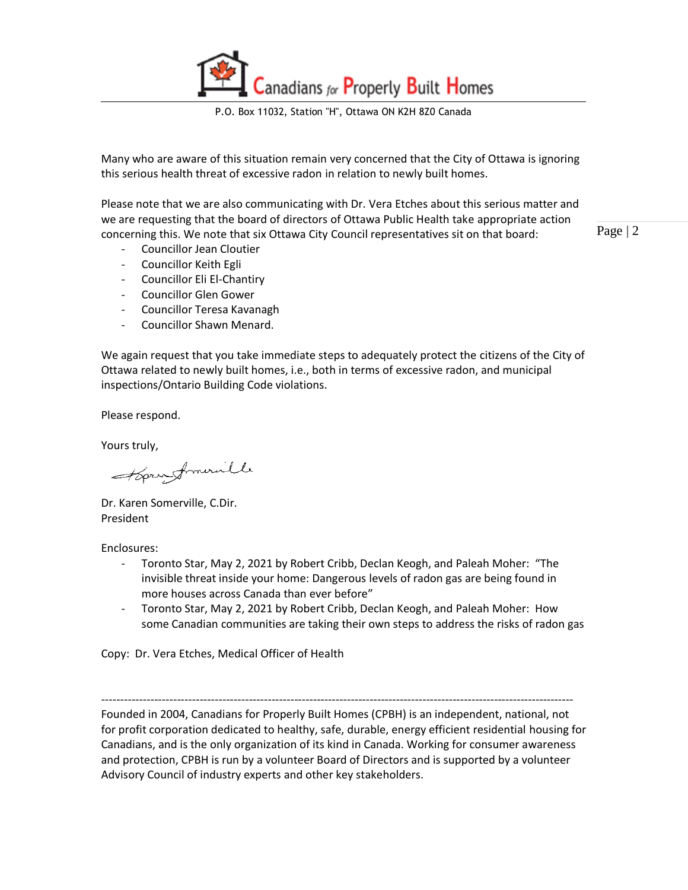Many who are aware of this situation remain very concerned that the City of Ottawa is ignoring this serious health threat of excessive radon in relation to newly built homes.

Please note that we are also communicating with Dr. Vera Etches about this serious matter and we are requesting that the board of directors of Ottawa Public Health take appropriate action concerning this. We note that six Ottawa City Council representatives sit on that board:

- Councillor Jean Cloutier
- Councillor Keith Egli
- Councillor Eli El-Chantiry
- Councillor Glen Gower
- Councillor Teresa Kavanagh
- Councillor Shawn Menard.

We again request that you take immediate steps to adequately protect the citizens of the City of Ottawa related to newly built homes, i.e., both in terms of excessive radon, and municipal inspections/Ontario Building Code violations.

Please respond.

Yours truly,

Dr. Karen Somerville, C.Dir.
President

Enclosures:

- Toronto Star, May 2, 2021 by Robert Cribb, Declan Keogh, and Paleah Moher: "The invisible threat inside your home: Dangerous levels of radon gas are being found in more houses across Canada than ever before"
- Toronto Star, May 2, 2021 by Robert Cribb, Declan Keogh, and Paleah Moher: How some Canadian communities are taking their own steps to address the risks of radon gas

Copy: Dr. Vera Etches, Medical Officer of Health

---

Founded in 2004, Canadians for Properly Built Homes (CPBH) is an independent, national, not for profit corporation dedicated to healthy, safe, durable, energy efficient residential housing for Canadians, and is the only organization of its kind in Canada. Working for consumer awareness and protection, CPBH is run by a volunteer Board of Directors and is supported by a volunteer Advisory Council of industry experts and other key stakeholders.